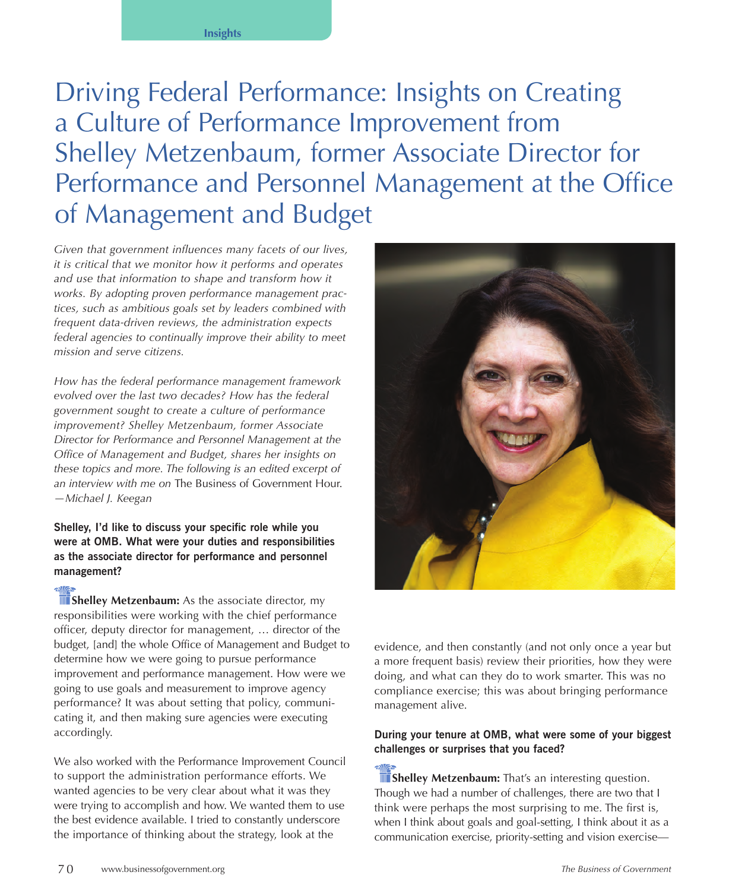Insights

# Driving Federal Performance: Insights on Creating a Culture of Performance Improvement from Shelley Metzenbaum, former Associate Director for Performance and Personnel Management at the Office of Management and Budget

*Given that government influences many facets of our lives, it is critical that we monitor how it performs and operates and use that information to shape and transform how it works. By adopting proven performance management practices, such as ambitious goals set by leaders combined with frequent data-driven reviews, the administration expects federal agencies to continually improve their ability to meet mission and serve citizens.*

*How has the federal performance management framework evolved over the last two decades? How has the federal government sought to create a culture of performance improvement? Shelley Metzenbaum, former Associate Director for Performance and Personnel Management at the Office of Management and Budget, shares her insights on these topics and more. The following is an edited excerpt of an interview with me on* The Business of Government Hour. *—Michael J. Keegan*

**Shelley, I'd like to discuss your specific role while you were at OMB. What were your duties and responsibilities as the associate director for performance and personnel management?**

**Shelley Metzenbaum:** As the associate director, my responsibilities were working with the chief performance officer, deputy director for management, … director of the budget, [and] the whole Office of Management and Budget to determine how we were going to pursue performance improvement and performance management. How were we going to use goals and measurement to improve agency performance? It was about setting that policy, communicating it, and then making sure agencies were executing accordingly.

We also worked with the Performance Improvement Council to support the administration performance efforts. We wanted agencies to be very clear about what it was they were trying to accomplish and how. We wanted them to use the best evidence available. I tried to constantly underscore the importance of thinking about the strategy, look at the evidence, and then constantly (and not only once a year but a more frequent basis) review their priorities, how they were doing, and what can they do to work smarter. This was no compliance exercise; this was about bringing performance management alive.

**During your tenure at OMB, what were some of your biggest challenges or surprises that you faced?**

**Shelley Metzenbaum:** That's an interesting question. Though we had a number of challenges, there are two that I think were perhaps the most surprising to me. The first is, when I think about goals and goal-setting, I think about it as a communication exercise, priority-setting and vision exercise—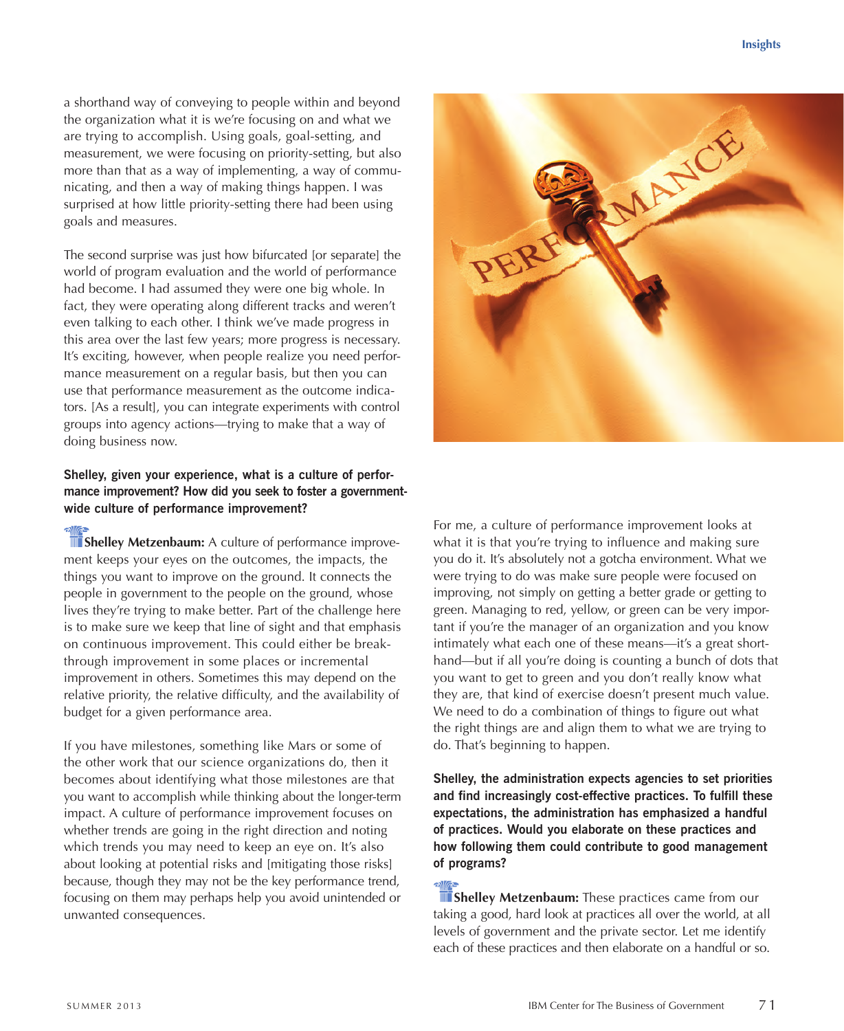a shorthand way of conveying to people within and beyond the organization what it is we're focusing on and what we are trying to accomplish. Using goals, goal-setting, and measurement, we were focusing on priority-setting, but also more than that as a way of implementing, a way of communicating, and then a way of making things happen. I was surprised at how little priority-setting there had been using goals and measures.

The second surprise was just how bifurcated [or separate] the world of program evaluation and the world of performance had become. I had assumed they were one big whole. In fact, they were operating along different tracks and weren't even talking to each other. I think we've made progress in this area over the last few years; more progress is necessary. It's exciting, however, when people realize you need performance measurement on a regular basis, but then you can use that performance measurement as the outcome indicators. [As a result], you can integrate experiments with control groups into agency actions—trying to make that a way of doing business now.

**Shelley, given your experience, what is a culture of performance improvement? How did you seek to foster a government-wide culture of performance improvement?**

**Shelley Metzenbaum:** A culture of performance improvement keeps your eyes on the outcomes, the impacts, the things you want to improve on the ground. It connects the people in government to the people on the ground, whose lives they're trying to make better. Part of the challenge here is to make sure we keep that line of sight and that emphasis on continuous improvement. This could either be breakthrough improvement in some places or incremental improvement in others. Sometimes this may depend on the relative priority, the relative difficulty, and the availability of budget for a given performance area.

If you have milestones, something like Mars or some of the other work that our science organizations do, then it becomes about identifying what those milestones are that you want to accomplish while thinking about the longer-term impact. A culture of performance improvement focuses on whether trends are going in the right direction and noting which trends you may need to keep an eye on. It's also about looking at potential risks and [mitigating those risks] because, though they may not be the key performance trend, focusing on them may perhaps help you avoid unintended or unwanted consequences.

For me, a culture of performance improvement looks at what it is that you're trying to influence and making sure you do it. It's absolutely not a gotcha environment. What we were trying to do was make sure people were focused on improving, not simply on getting a better grade or getting to green. Managing to red, yellow, or green can be very important if you're the manager of an organization and you know intimately what each one of these means—it's a great shorthand—but if all you're doing is counting a bunch of dots that you want to get to green and you don't really know what they are, that kind of exercise doesn't present much value. We need to do a combination of things to figure out what the right things are and align them to what we are trying to do. That's beginning to happen.

**Shelley, the administration expects agencies to set priorities and find increasingly cost-effective practices. To fulfill these expectations, the administration has emphasized a handful of practices. Would you elaborate on these practices and how following them could contribute to good management of programs?**

**Shelley Metzenbaum:** These practices came from our taking a good, hard look at practices all over the world, at all levels of government and the private sector. Let me identify each of these practices and then elaborate on a handful or so.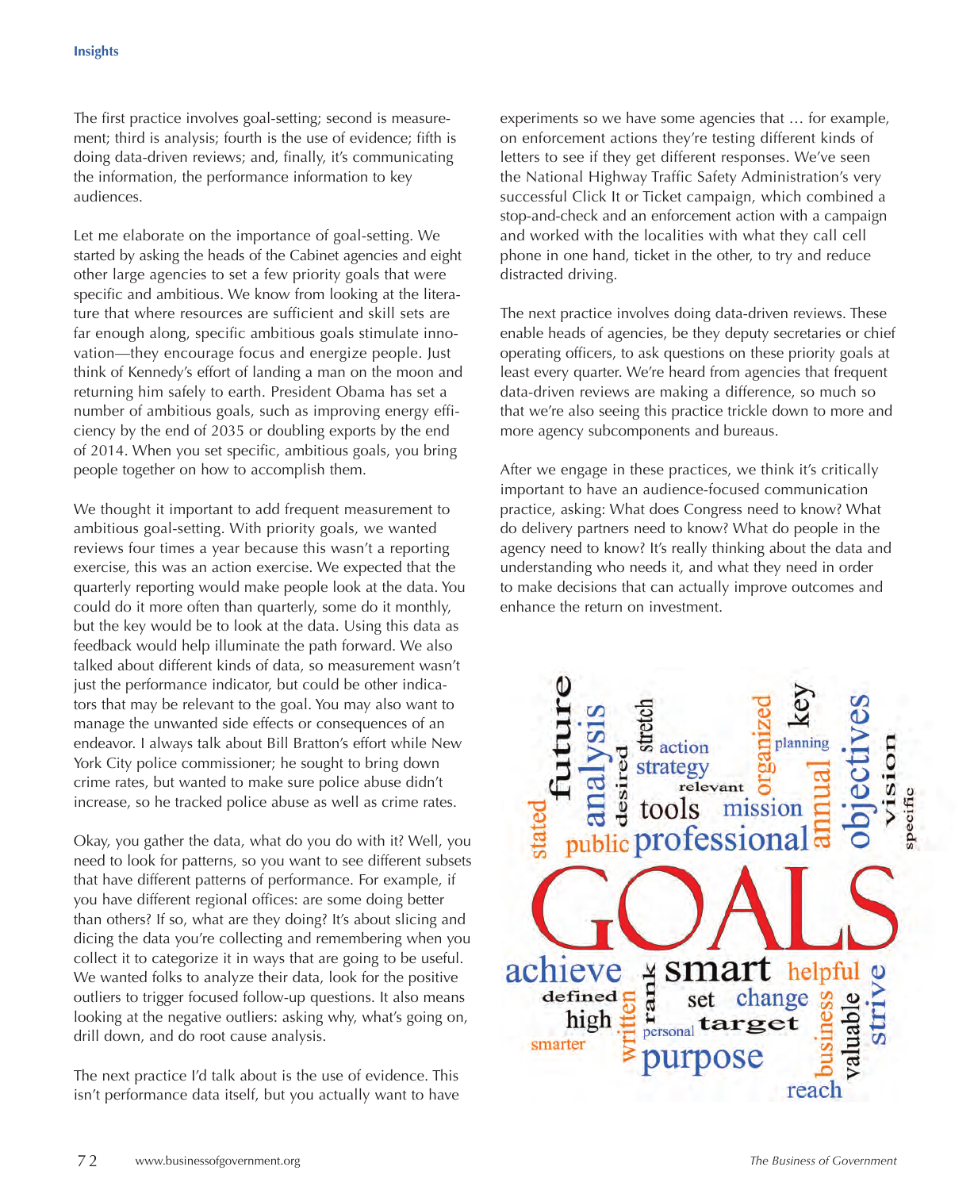The first practice involves goal-setting; second is measurement; third is analysis; fourth is the use of evidence; fifth is doing data-driven reviews; and, finally, it's communicating the information, the performance information to key audiences.

Let me elaborate on the importance of goal-setting. We started by asking the heads of the Cabinet agencies and eight other large agencies to set a few priority goals that were specific and ambitious. We know from looking at the literature that where resources are sufficient and skill sets are far enough along, specific ambitious goals stimulate innovation—they encourage focus and energize people. Just think of Kennedy's effort of landing a man on the moon and returning him safely to earth. President Obama has set a number of ambitious goals, such as improving energy efficiency by the end of 2035 or doubling exports by the end of 2014. When you set specific, ambitious goals, you bring people together on how to accomplish them.

We thought it important to add frequent measurement to ambitious goal-setting. With priority goals, we wanted reviews four times a year because this wasn't a reporting exercise, this was an action exercise. We expected that the quarterly reporting would make people look at the data. You could do it more often than quarterly, some do it monthly, but the key would be to look at the data. Using this data as feedback would help illuminate the path forward. We also talked about different kinds of data, so measurement wasn't just the performance indicator, but could be other indicators that may be relevant to the goal. You may also want to manage the unwanted side effects or consequences of an endeavor. I always talk about Bill Bratton's effort while New York City police commissioner; he sought to bring down crime rates, but wanted to make sure police abuse didn't increase, so he tracked police abuse as well as crime rates.

Okay, you gather the data, what do you do with it? Well, you need to look for patterns, so you want to see different subsets that have different patterns of performance. For example, if you have different regional offices: are some doing better than others? If so, what are they doing? It's about slicing and dicing the data you're collecting and remembering when you collect it to categorize it in ways that are going to be useful. We wanted folks to analyze their data, look for the positive outliers to trigger focused follow-up questions. It also means looking at the negative outliers: asking why, what's going on, drill down, and do root cause analysis.

The next practice I'd talk about is the use of evidence. This isn't performance data itself, but you actually want to have experiments so we have some agencies that … for example, on enforcement actions they're testing different kinds of letters to see if they get different responses. We've seen the National Highway Traffic Safety Administration's very successful Click It or Ticket campaign, which combined a stop-and-check and an enforcement action with a campaign and worked with the localities with what they call cell phone in one hand, ticket in the other, to try and reduce distracted driving.

The next practice involves doing data-driven reviews. These enable heads of agencies, be they deputy secretaries or chief operating officers, to ask questions on these priority goals at least every quarter. We're heard from agencies that frequent data-driven reviews are making a difference, so much so that we're also seeing this practice trickle down to more and more agency subcomponents and bureaus.

After we engage in these practices, we think it's critically important to have an audience-focused communication practice, asking: What does Congress need to know? What do delivery partners need to know? What do people in the agency need to know? It's really thinking about the data and understanding who needs it, and what they need in order to make decisions that can actually improve outcomes and enhance the return on investment.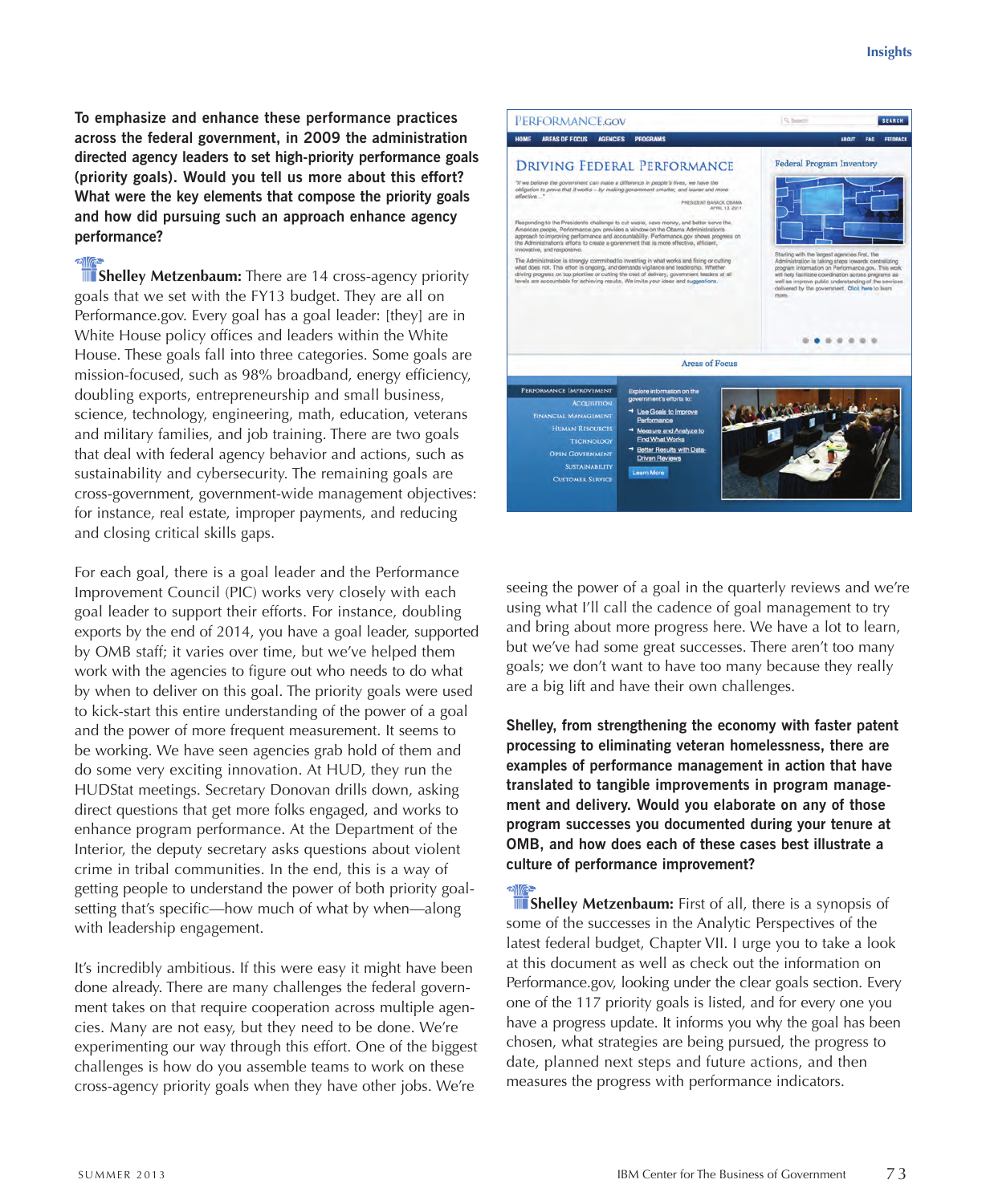**To emphasize and enhance these performance practices across the federal government, in 2009 the administration directed agency leaders to set high-priority performance goals (priority goals). Would you tell us more about this effort? What were the key elements that compose the priority goals and how did pursuing such an approach enhance agency performance?**

**Shelley Metzenbaum:** There are 14 cross-agency priority goals that we set with the FY13 budget. They are all on Performance.gov. Every goal has a goal leader: [they] are in White House policy offices and leaders within the White House. These goals fall into three categories. Some goals are mission-focused, such as 98% broadband, energy efficiency, doubling exports, entrepreneurship and small business, science, technology, engineering, math, education, veterans and military families, and job training. There are two goals that deal with federal agency behavior and actions, such as sustainability and cybersecurity. The remaining goals are cross-government, government-wide management objectives: for instance, real estate, improper payments, and reducing and closing critical skills gaps.

For each goal, there is a goal leader and the Performance Improvement Council (PIC) works very closely with each goal leader to support their efforts. For instance, doubling exports by the end of 2014, you have a goal leader, supported by OMB staff; it varies over time, but we've helped them work with the agencies to figure out who needs to do what by when to deliver on this goal. The priority goals were used to kick-start this entire understanding of the power of a goal and the power of more frequent measurement. It seems to be working. We have seen agencies grab hold of them and do some very exciting innovation. At HUD, they run the HUDStat meetings. Secretary Donovan drills down, asking direct questions that get more folks engaged, and works to enhance program performance. At the Department of the Interior, the deputy secretary asks questions about violent crime in tribal communities. In the end, this is a way of getting people to understand the power of both priority goal-setting that's specific—how much of what by when—along with leadership engagement.

It's incredibly ambitious. If this were easy it might have been done already. There are many challenges the federal government takes on that require cooperation across multiple agencies. Many are not easy, but they need to be done. We're experimenting our way through this effort. One of the biggest challenges is how do you assemble teams to work on these cross-agency priority goals when they have other jobs. We're seeing the power of a goal in the quarterly reviews and we're using what I'll call the cadence of goal management to try and bring about more progress here. We have a lot to learn, but we've had some great successes. There aren't too many goals; we don't want to have too many because they really are a big lift and have their own challenges.

**Shelley, from strengthening the economy with faster patent processing to eliminating veteran homelessness, there are examples of performance management in action that have translated to tangible improvements in program management and delivery. Would you elaborate on any of those program successes you documented during your tenure at OMB, and how does each of these cases best illustrate a culture of performance improvement?**

**Shelley Metzenbaum:** First of all, there is a synopsis of some of the successes in the Analytic Perspectives of the latest federal budget, Chapter VII. I urge you to take a look at this document as well as check out the information on Performance.gov, looking under the clear goals section. Every one of the 117 priority goals is listed, and for every one you have a progress update. It informs you why the goal has been chosen, what strategies are being pursued, the progress to date, planned next steps and future actions, and then measures the progress with performance indicators.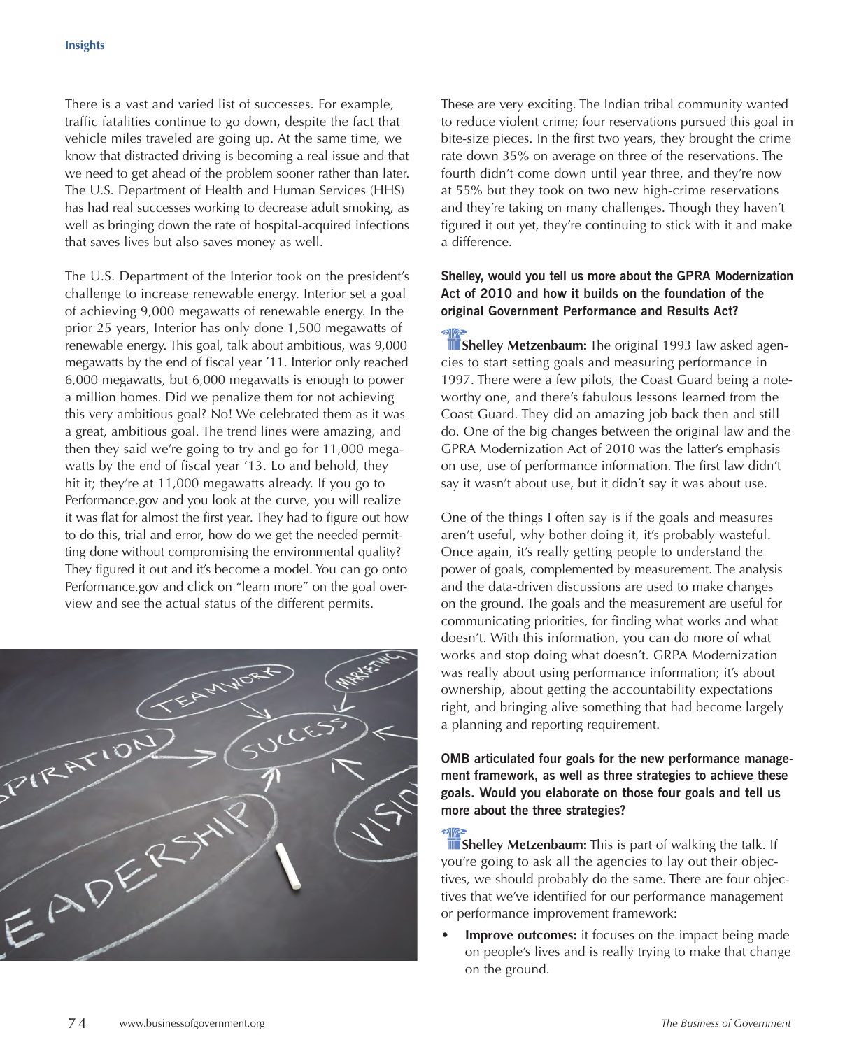There is a vast and varied list of successes. For example, traffic fatalities continue to go down, despite the fact that vehicle miles traveled are going up. At the same time, we know that distracted driving is becoming a real issue and that we need to get ahead of the problem sooner rather than later. The U.S. Department of Health and Human Services (HHS) has had real successes working to decrease adult smoking, as well as bringing down the rate of hospital-acquired infections that saves lives but also saves money as well.

The U.S. Department of the Interior took on the president's challenge to increase renewable energy. Interior set a goal of achieving 9,000 megawatts of renewable energy. In the prior 25 years, Interior has only done 1,500 megawatts of renewable energy. This goal, talk about ambitious, was 9,000 megawatts by the end of fiscal year '11. Interior only reached 6,000 megawatts, but 6,000 megawatts is enough to power a million homes. Did we penalize them for not achieving this very ambitious goal? No! We celebrated them as it was a great, ambitious goal. The trend lines were amazing, and then they said we're going to try and go for 11,000 megawatts by the end of fiscal year '13. Lo and behold, they hit it; they're at 11,000 megawatts already. If you go to Performance.gov and you look at the curve, you will realize it was flat for almost the first year. They had to figure out how to do this, trial and error, how do we get the needed permitting done without compromising the environmental quality? They figured it out and it's become a model. You can go onto Performance.gov and click on "learn more" on the goal overview and see the actual status of the different permits.

These are very exciting. The Indian tribal community wanted to reduce violent crime; four reservations pursued this goal in bite-size pieces. In the first two years, they brought the crime rate down 35% on average on three of the reservations. The fourth didn't come down until year three, and they're now at 55% but they took on two new high-crime reservations and they're taking on many challenges. Though they haven't figured it out yet, they're continuing to stick with it and make a difference.

**Shelley, would you tell us more about the GPRA Modernization Act of 2010 and how it builds on the foundation of the original Government Performance and Results Act?**

**Shelley Metzenbaum:** The original 1993 law asked agencies to start setting goals and measuring performance in 1997. There were a few pilots, the Coast Guard being a noteworthy one, and there's fabulous lessons learned from the Coast Guard. They did an amazing job back then and still do. One of the big changes between the original law and the GPRA Modernization Act of 2010 was the latter's emphasis on use, use of performance information. The first law didn't say it wasn't about use, but it didn't say it was about use.

One of the things I often say is if the goals and measures aren't useful, why bother doing it, it's probably wasteful. Once again, it's really getting people to understand the power of goals, complemented by measurement. The analysis and the data-driven discussions are used to make changes on the ground. The goals and the measurement are useful for communicating priorities, for finding what works and what doesn't. With this information, you can do more of what works and stop doing what doesn't. GRPA Modernization was really about using performance information; it's about ownership, about getting the accountability expectations right, and bringing alive something that had become largely a planning and reporting requirement.

**OMB articulated four goals for the new performance management framework, as well as three strategies to achieve these goals. Would you elaborate on those four goals and tell us more about the three strategies?**

**Shelley Metzenbaum:** This is part of walking the talk. If you're going to ask all the agencies to lay out their objectives, we should probably do the same. There are four objectives that we've identified for our performance management or performance improvement framework:

- **Improve outcomes:** it focuses on the impact being made on people's lives and is really trying to make that change on the ground.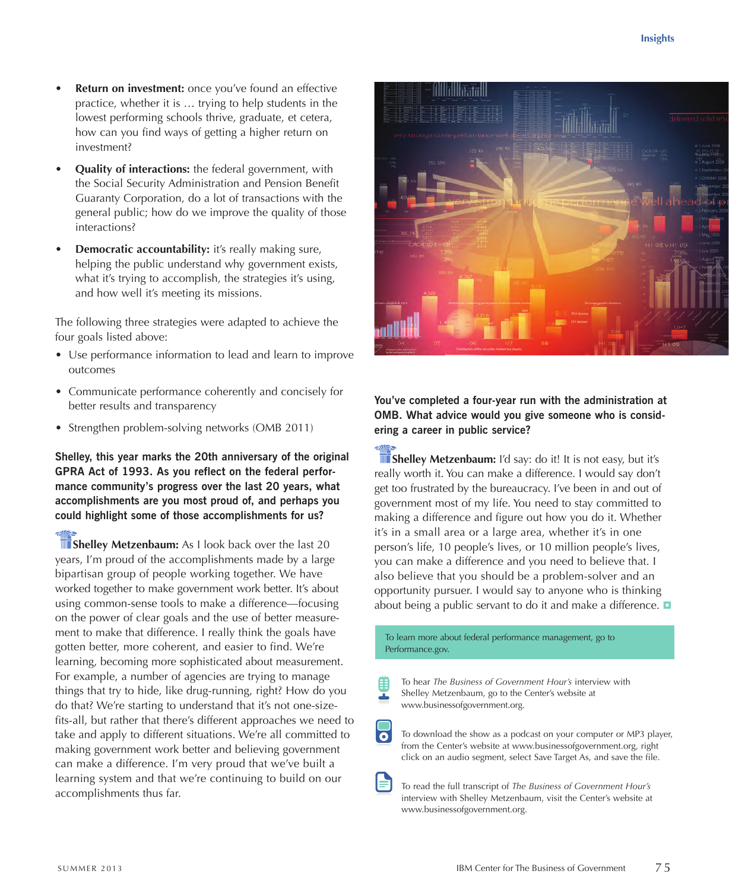- **Return on investment:** once you've found an effective practice, whether it is … trying to help students in the lowest performing schools thrive, graduate, et cetera, how can you find ways of getting a higher return on investment?
- **Quality of interactions:** the federal government, with the Social Security Administration and Pension Benefit Guaranty Corporation, do a lot of transactions with the general public; how do we improve the quality of those interactions?
- **Democratic accountability:** it's really making sure, helping the public understand why government exists, what it's trying to accomplish, the strategies it's using, and how well it's meeting its missions.

The following three strategies were adapted to achieve the four goals listed above:

- Use performance information to lead and learn to improve outcomes
- Communicate performance coherently and concisely for better results and transparency
- Strengthen problem-solving networks (OMB 2011)

**Shelley, this year marks the 20th anniversary of the original GPRA Act of 1993. As you reflect on the federal performance community's progress over the last 20 years, what accomplishments are you most proud of, and perhaps you could highlight some of those accomplishments for us?**

**Shelley Metzenbaum:** As I look back over the last 20 years, I'm proud of the accomplishments made by a large bipartisan group of people working together. We have worked together to make government work better. It's about using common-sense tools to make a difference—focusing on the power of clear goals and the use of better measurement to make that difference. I really think the goals have gotten better, more coherent, and easier to find. We're learning, becoming more sophisticated about measurement. For example, a number of agencies are trying to manage things that try to hide, like drug-running, right? How do you do that? We're starting to understand that it's not one-size-fits-all, but rather that there's different approaches we need to take and apply to different situations. We're all committed to making government work better and believing government can make a difference. I'm very proud that we've built a learning system and that we're continuing to build on our accomplishments thus far.

**You've completed a four-year run with the administration at OMB. What advice would you give someone who is considering a career in public service?**

**Shelley Metzenbaum:** I'd say: do it! It is not easy, but it's really worth it. You can make a difference. I would say don't get too frustrated by the bureaucracy. I've been in and out of government most of my life. You need to stay committed to making a difference and figure out how you do it. Whether it's in a small area or a large area, whether it's in one person's life, 10 people's lives, or 10 million people's lives, you can make a difference and you need to believe that. I also believe that you should be a problem-solver and an opportunity pursuer. I would say to anyone who is thinking about being a public servant to do it and make a difference.

To learn more about federal performance management, go to Performance.gov.

To hear *The Business of Government Hour's* interview with Shelley Metzenbaum, go to the Center's website at www.businessofgovernment.org.

To download the show as a podcast on your computer or MP3 player, from the Center's website at www.businessofgovernment.org, right click on an audio segment, select Save Target As, and save the file.

To read the full transcript of *The Business of Government Hour's* interview with Shelley Metzenbaum, visit the Center's website at www.businessofgovernment.org.